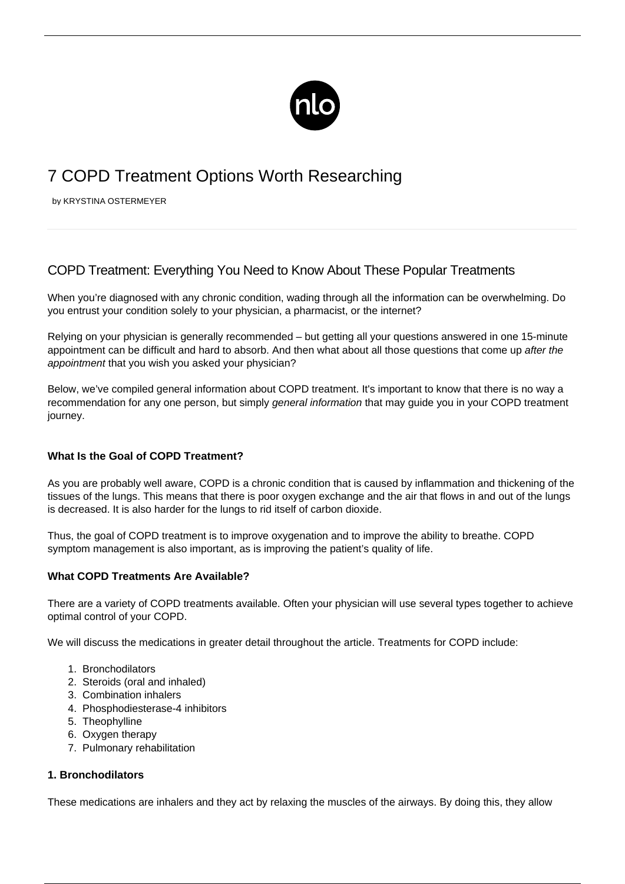# 7 COPD Treatment Options Worth Researching

by KRYSTINA OSTERMEYER

## COPD Treatment: Everything You Need to Know About These Popular Treatments

When you're diagnosed with any chronic condition, wading through all the information can be overwhelming. Do you entrust your condition solely to your physician, a pharmacist, or the internet?

Relying on your physician is generally recommended – but getting all your questions answered in one 15-minute appointment can be difficult and hard to absorb. And then what about all those questions that come up *after the appointment* that you wish you asked your physician?

Below, we've compiled general information about COPD treatment. It's important to know that there is no way a recommendation for any one person, but simply *general information* that may guide you in your COPD treatment journey.

**What Is the Goal of COPD Treatment?**

As you are probably well aware, COPD is a chronic condition that is caused by inflammation and thickening of the tissues of the lungs. This means that there is poor oxygen exchange and the air that flows in and out of the lungs is decreased. It is also harder for the lungs to rid itself of carbon dioxide.

Thus, the goal of COPD treatment is to improve oxygenation and to improve the ability to breathe. COPD symptom management is also important, as is improving the patient's quality of life.

**What COPD Treatments Are Available?**

There are a variety of COPD treatments available. Often your physician will use several types together to achieve optimal control of your COPD.

We will discuss the medications in greater detail throughout the article. Treatments for COPD include:

1. Bronchodilators
2. Steroids (oral and inhaled)
3. Combination inhalers
4. Phosphodiesterase-4 inhibitors
5. Theophylline
6. Oxygen therapy
7. Pulmonary rehabilitation

**1. Bronchodilators**

These medications are inhalers and they act by relaxing the muscles of the airways. By doing this, they allow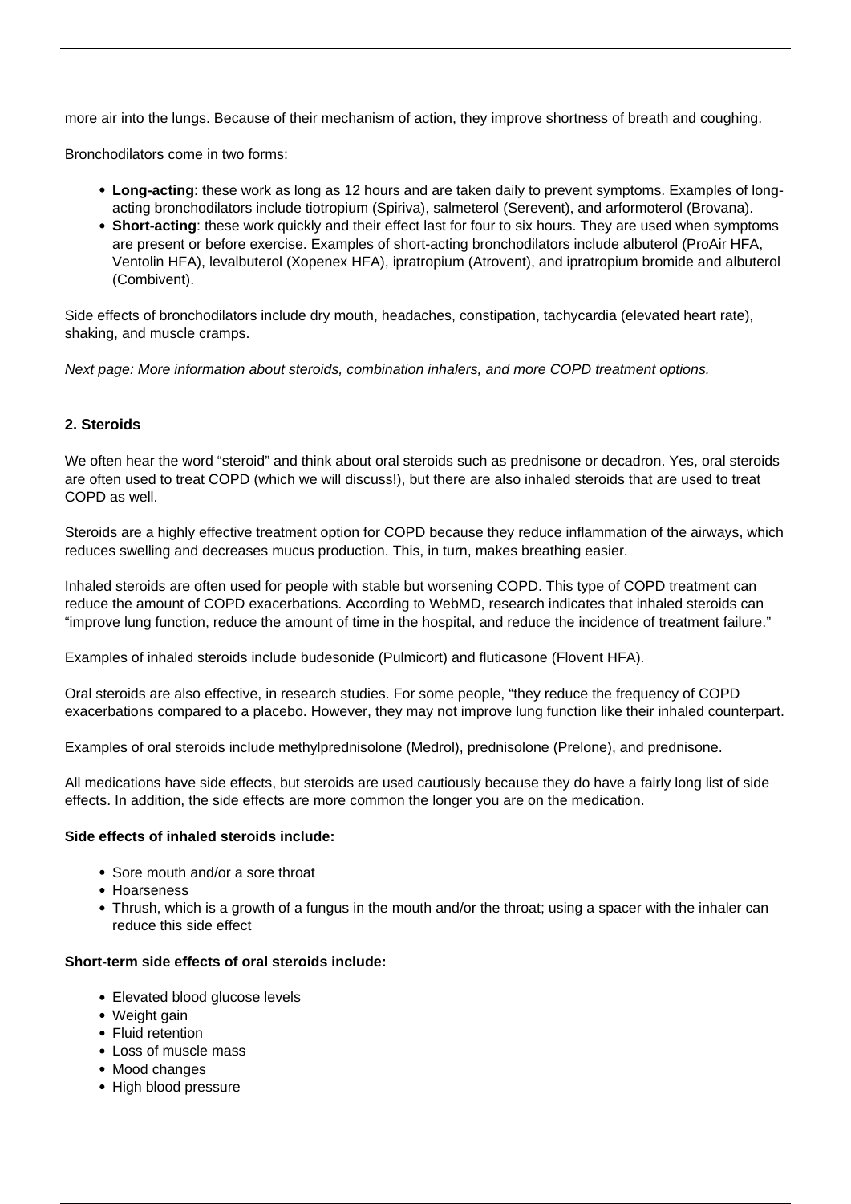more air into the lungs. Because of their mechanism of action, they improve shortness of breath and coughing.

Bronchodilators come in two forms:

- **Long-acting**: these work as long as 12 hours and are taken daily to prevent symptoms. Examples of long-acting bronchodilators include tiotropium (Spiriva), salmeterol (Serevent), and arformoterol (Brovana).
- **Short-acting**: these work quickly and their effect last for four to six hours. They are used when symptoms are present or before exercise. Examples of short-acting bronchodilators include albuterol (ProAir HFA, Ventolin HFA), levalbuterol (Xopenex HFA), ipratropium (Atrovent), and ipratropium bromide and albuterol (Combivent).

Side effects of bronchodilators include dry mouth, headaches, constipation, tachycardia (elevated heart rate), shaking, and muscle cramps.

*Next page: More information about steroids, combination inhalers, and more COPD treatment options.*

### 2. Steroids

We often hear the word "steroid" and think about oral steroids such as prednisone or decadron. Yes, oral steroids are often used to treat COPD (which we will discuss!), but there are also inhaled steroids that are used to treat COPD as well.

Steroids are a highly effective treatment option for COPD because they reduce inflammation of the airways, which reduces swelling and decreases mucus production. This, in turn, makes breathing easier.

Inhaled steroids are often used for people with stable but worsening COPD. This type of COPD treatment can reduce the amount of COPD exacerbations. According to WebMD, research indicates that inhaled steroids can "improve lung function, reduce the amount of time in the hospital, and reduce the incidence of treatment failure."

Examples of inhaled steroids include budesonide (Pulmicort) and fluticasone (Flovent HFA).

Oral steroids are also effective, in research studies. For some people, "they reduce the frequency of COPD exacerbations compared to a placebo. However, they may not improve lung function like their inhaled counterpart.

Examples of oral steroids include methylprednisolone (Medrol), prednisolone (Prelone), and prednisone.

All medications have side effects, but steroids are used cautiously because they do have a fairly long list of side effects. In addition, the side effects are more common the longer you are on the medication.

**Side effects of inhaled steroids include:**

- Sore mouth and/or a sore throat
- Hoarseness
- Thrush, which is a growth of a fungus in the mouth and/or the throat; using a spacer with the inhaler can reduce this side effect

**Short-term side effects of oral steroids include:**

- Elevated blood glucose levels
- Weight gain
- Fluid retention
- Loss of muscle mass
- Mood changes
- High blood pressure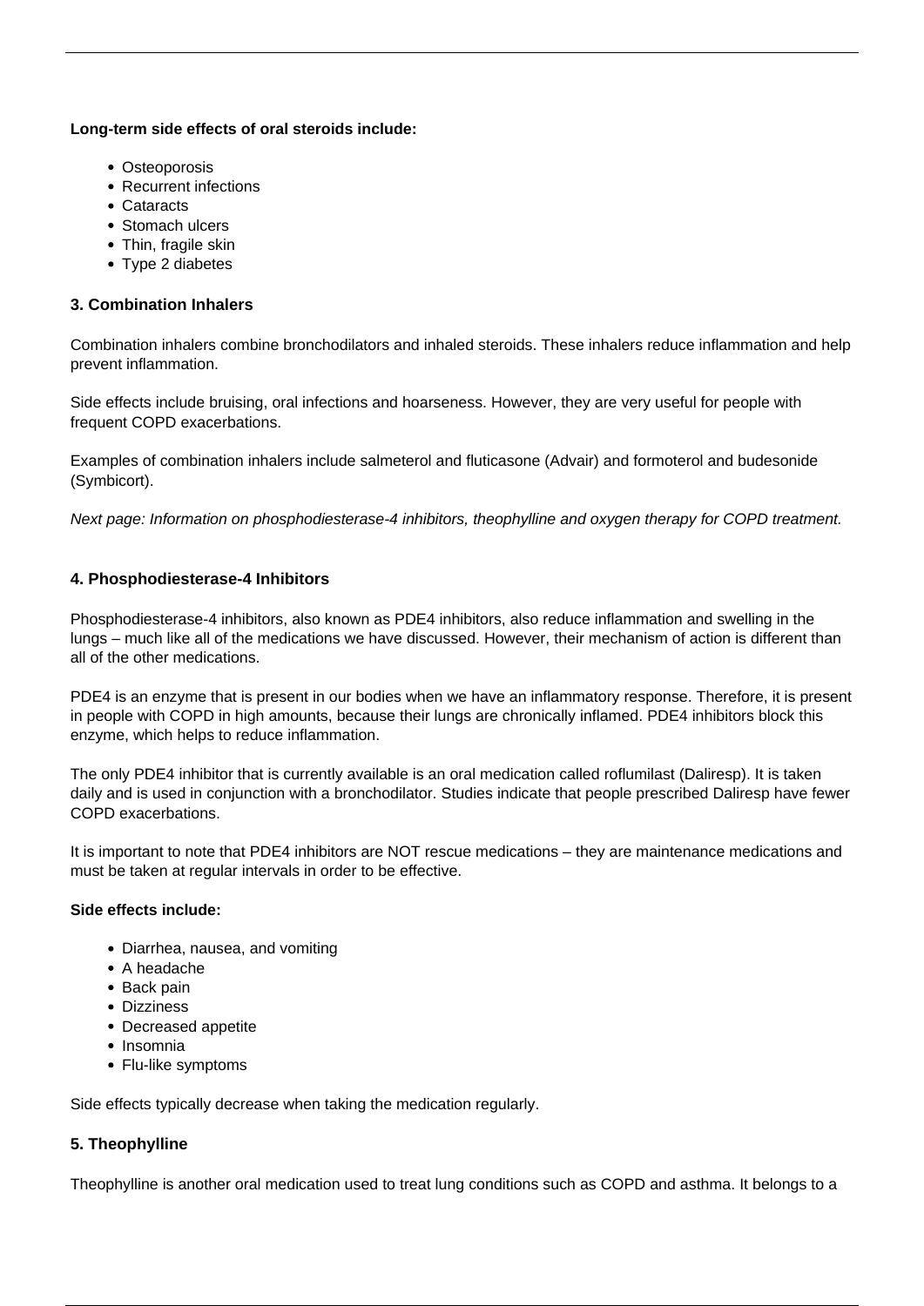**Long-term side effects of oral steroids include:**

- Osteoporosis
- Recurrent infections
- Cataracts
- Stomach ulcers
- Thin, fragile skin
- Type 2 diabetes

### 3. Combination Inhalers

Combination inhalers combine bronchodilators and inhaled steroids. These inhalers reduce inflammation and help prevent inflammation.

Side effects include bruising, oral infections and hoarseness. However, they are very useful for people with frequent COPD exacerbations.

Examples of combination inhalers include salmeterol and fluticasone (Advair) and formoterol and budesonide (Symbicort).

*Next page: Information on phosphodiesterase-4 inhibitors, theophylline and oxygen therapy for COPD treatment.*

### 4. Phosphodiesterase-4 Inhibitors

Phosphodiesterase-4 inhibitors, also known as PDE4 inhibitors, also reduce inflammation and swelling in the lungs – much like all of the medications we have discussed. However, their mechanism of action is different than all of the other medications.

PDE4 is an enzyme that is present in our bodies when we have an inflammatory response. Therefore, it is present in people with COPD in high amounts, because their lungs are chronically inflamed. PDE4 inhibitors block this enzyme, which helps to reduce inflammation.

The only PDE4 inhibitor that is currently available is an oral medication called roflumilast (Daliresp). It is taken daily and is used in conjunction with a bronchodilator. Studies indicate that people prescribed Daliresp have fewer COPD exacerbations.

It is important to note that PDE4 inhibitors are NOT rescue medications – they are maintenance medications and must be taken at regular intervals in order to be effective.

**Side effects include:**

- Diarrhea, nausea, and vomiting
- A headache
- Back pain
- Dizziness
- Decreased appetite
- Insomnia
- Flu-like symptoms

Side effects typically decrease when taking the medication regularly.

### 5. Theophylline

Theophylline is another oral medication used to treat lung conditions such as COPD and asthma. It belongs to a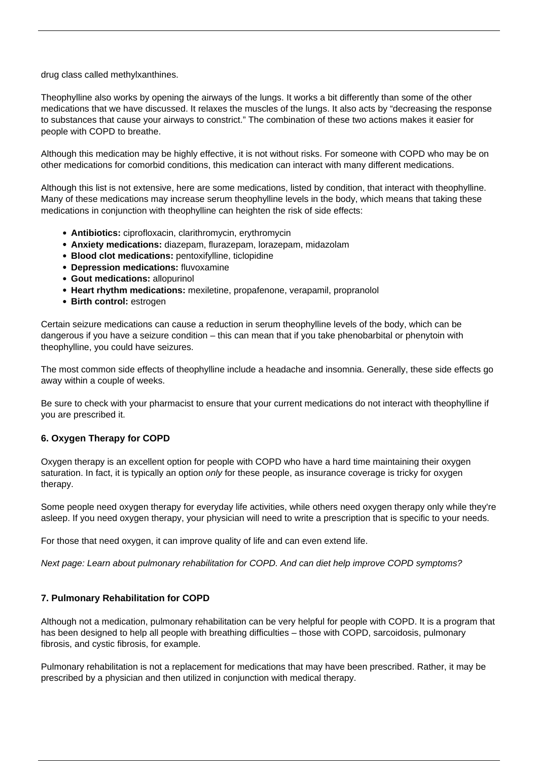drug class called methylxanthines.

Theophylline also works by opening the airways of the lungs. It works a bit differently than some of the other medications that we have discussed. It relaxes the muscles of the lungs. It also acts by "decreasing the response to substances that cause your airways to constrict." The combination of these two actions makes it easier for people with COPD to breathe.

Although this medication may be highly effective, it is not without risks. For someone with COPD who may be on other medications for comorbid conditions, this medication can interact with many different medications.

Although this list is not extensive, here are some medications, listed by condition, that interact with theophylline. Many of these medications may increase serum theophylline levels in the body, which means that taking these medications in conjunction with theophylline can heighten the risk of side effects:

- **Antibiotics:** ciprofloxacin, clarithromycin, erythromycin
- **Anxiety medications:** diazepam, flurazepam, lorazepam, midazolam
- **Blood clot medications:** pentoxifylline, ticlopidine
- **Depression medications:** fluvoxamine
- **Gout medications:** allopurinol
- **Heart rhythm medications:** mexiletine, propafenone, verapamil, propranolol
- **Birth control:** estrogen

Certain seizure medications can cause a reduction in serum theophylline levels of the body, which can be dangerous if you have a seizure condition – this can mean that if you take phenobarbital or phenytoin with theophylline, you could have seizures.

The most common side effects of theophylline include a headache and insomnia. Generally, these side effects go away within a couple of weeks.

Be sure to check with your pharmacist to ensure that your current medications do not interact with theophylline if you are prescribed it.

### 6. Oxygen Therapy for COPD

Oxygen therapy is an excellent option for people with COPD who have a hard time maintaining their oxygen saturation. In fact, it is typically an option *only* for these people, as insurance coverage is tricky for oxygen therapy.

Some people need oxygen therapy for everyday life activities, while others need oxygen therapy only while they're asleep. If you need oxygen therapy, your physician will need to write a prescription that is specific to your needs.

For those that need oxygen, it can improve quality of life and can even extend life.

*Next page: Learn about pulmonary rehabilitation for COPD. And can diet help improve COPD symptoms?*

### 7. Pulmonary Rehabilitation for COPD

Although not a medication, pulmonary rehabilitation can be very helpful for people with COPD. It is a program that has been designed to help all people with breathing difficulties – those with COPD, sarcoidosis, pulmonary fibrosis, and cystic fibrosis, for example.

Pulmonary rehabilitation is not a replacement for medications that may have been prescribed. Rather, it may be prescribed by a physician and then utilized in conjunction with medical therapy.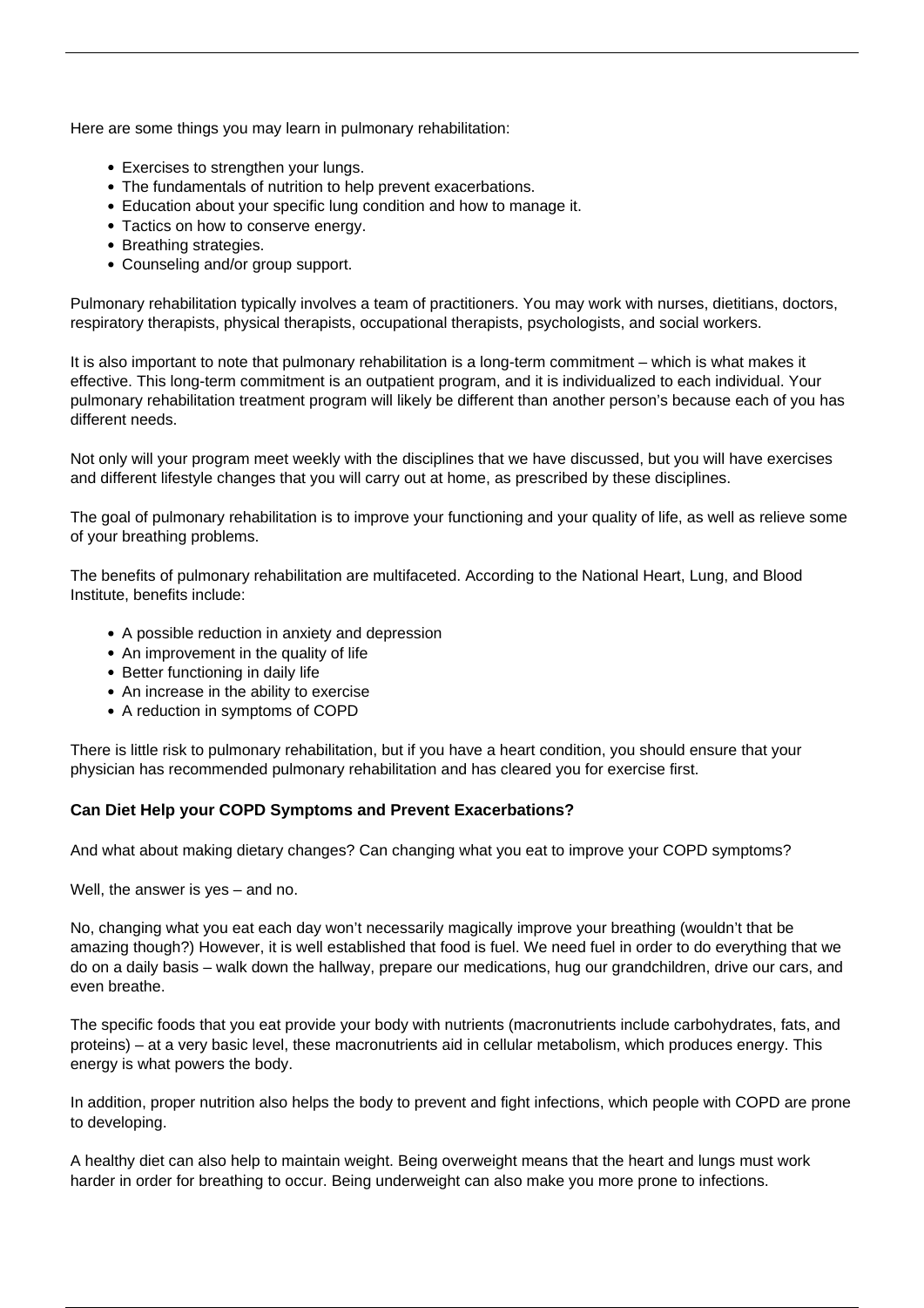Here are some things you may learn in pulmonary rehabilitation:

- Exercises to strengthen your lungs.
- The fundamentals of nutrition to help prevent exacerbations.
- Education about your specific lung condition and how to manage it.
- Tactics on how to conserve energy.
- Breathing strategies.
- Counseling and/or group support.

Pulmonary rehabilitation typically involves a team of practitioners. You may work with nurses, dietitians, doctors, respiratory therapists, physical therapists, occupational therapists, psychologists, and social workers.

It is also important to note that pulmonary rehabilitation is a long-term commitment – which is what makes it effective. This long-term commitment is an outpatient program, and it is individualized to each individual. Your pulmonary rehabilitation treatment program will likely be different than another person's because each of you has different needs.

Not only will your program meet weekly with the disciplines that we have discussed, but you will have exercises and different lifestyle changes that you will carry out at home, as prescribed by these disciplines.

The goal of pulmonary rehabilitation is to improve your functioning and your quality of life, as well as relieve some of your breathing problems.

The benefits of pulmonary rehabilitation are multifaceted. According to the National Heart, Lung, and Blood Institute, benefits include:

- A possible reduction in anxiety and depression
- An improvement in the quality of life
- Better functioning in daily life
- An increase in the ability to exercise
- A reduction in symptoms of COPD

There is little risk to pulmonary rehabilitation, but if you have a heart condition, you should ensure that your physician has recommended pulmonary rehabilitation and has cleared you for exercise first.

**Can Diet Help your COPD Symptoms and Prevent Exacerbations?**

And what about making dietary changes? Can changing what you eat to improve your COPD symptoms?

Well, the answer is yes – and no.

No, changing what you eat each day won't necessarily magically improve your breathing (wouldn't that be amazing though?) However, it is well established that food is fuel. We need fuel in order to do everything that we do on a daily basis – walk down the hallway, prepare our medications, hug our grandchildren, drive our cars, and even breathe.

The specific foods that you eat provide your body with nutrients (macronutrients include carbohydrates, fats, and proteins) – at a very basic level, these macronutrients aid in cellular metabolism, which produces energy. This energy is what powers the body.

In addition, proper nutrition also helps the body to prevent and fight infections, which people with COPD are prone to developing.

A healthy diet can also help to maintain weight. Being overweight means that the heart and lungs must work harder in order for breathing to occur. Being underweight can also make you more prone to infections.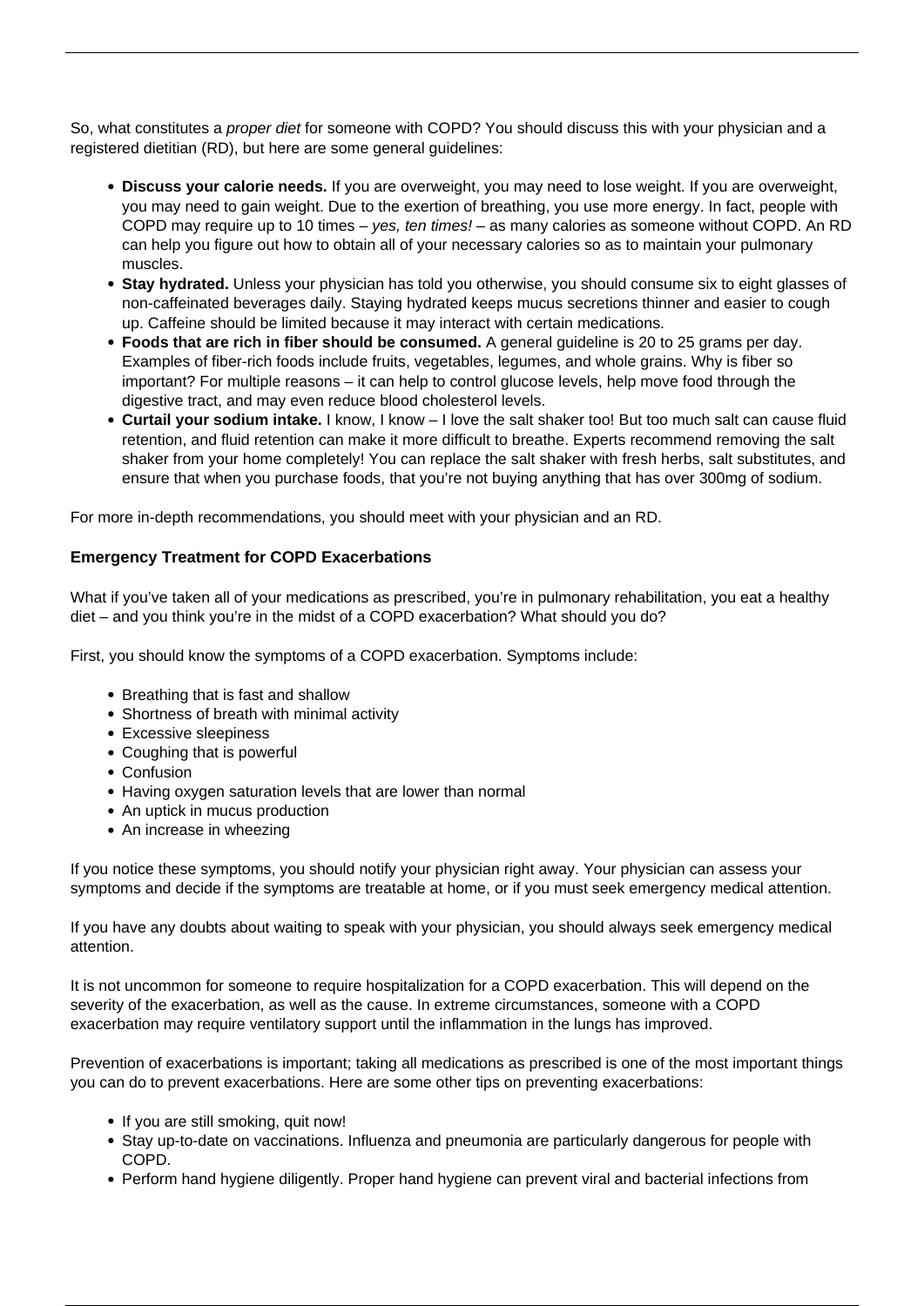So, what constitutes a *proper diet* for someone with COPD? You should discuss this with your physician and a registered dietitian (RD), but here are some general guidelines:

- **Discuss your calorie needs.** If you are overweight, you may need to lose weight. If you are overweight, you may need to gain weight. Due to the exertion of breathing, you use more energy. In fact, people with COPD may require up to 10 times – *yes, ten times!* – as many calories as someone without COPD. An RD can help you figure out how to obtain all of your necessary calories so as to maintain your pulmonary muscles.
- **Stay hydrated.** Unless your physician has told you otherwise, you should consume six to eight glasses of non-caffeinated beverages daily. Staying hydrated keeps mucus secretions thinner and easier to cough up. Caffeine should be limited because it may interact with certain medications.
- **Foods that are rich in fiber should be consumed.** A general guideline is 20 to 25 grams per day. Examples of fiber-rich foods include fruits, vegetables, legumes, and whole grains. Why is fiber so important? For multiple reasons – it can help to control glucose levels, help move food through the digestive tract, and may even reduce blood cholesterol levels.
- **Curtail your sodium intake.** I know, I know – I love the salt shaker too! But too much salt can cause fluid retention, and fluid retention can make it more difficult to breathe. Experts recommend removing the salt shaker from your home completely! You can replace the salt shaker with fresh herbs, salt substitutes, and ensure that when you purchase foods, that you're not buying anything that has over 300mg of sodium.

For more in-depth recommendations, you should meet with your physician and an RD.

**Emergency Treatment for COPD Exacerbations**

What if you've taken all of your medications as prescribed, you're in pulmonary rehabilitation, you eat a healthy diet – and you think you're in the midst of a COPD exacerbation? What should you do?

First, you should know the symptoms of a COPD exacerbation. Symptoms include:

- Breathing that is fast and shallow
- Shortness of breath with minimal activity
- Excessive sleepiness
- Coughing that is powerful
- Confusion
- Having oxygen saturation levels that are lower than normal
- An uptick in mucus production
- An increase in wheezing

If you notice these symptoms, you should notify your physician right away. Your physician can assess your symptoms and decide if the symptoms are treatable at home, or if you must seek emergency medical attention.

If you have any doubts about waiting to speak with your physician, you should always seek emergency medical attention.

It is not uncommon for someone to require hospitalization for a COPD exacerbation. This will depend on the severity of the exacerbation, as well as the cause. In extreme circumstances, someone with a COPD exacerbation may require ventilatory support until the inflammation in the lungs has improved.

Prevention of exacerbations is important; taking all medications as prescribed is one of the most important things you can do to prevent exacerbations. Here are some other tips on preventing exacerbations:

- If you are still smoking, quit now!
- Stay up-to-date on vaccinations. Influenza and pneumonia are particularly dangerous for people with COPD.
- Perform hand hygiene diligently. Proper hand hygiene can prevent viral and bacterial infections from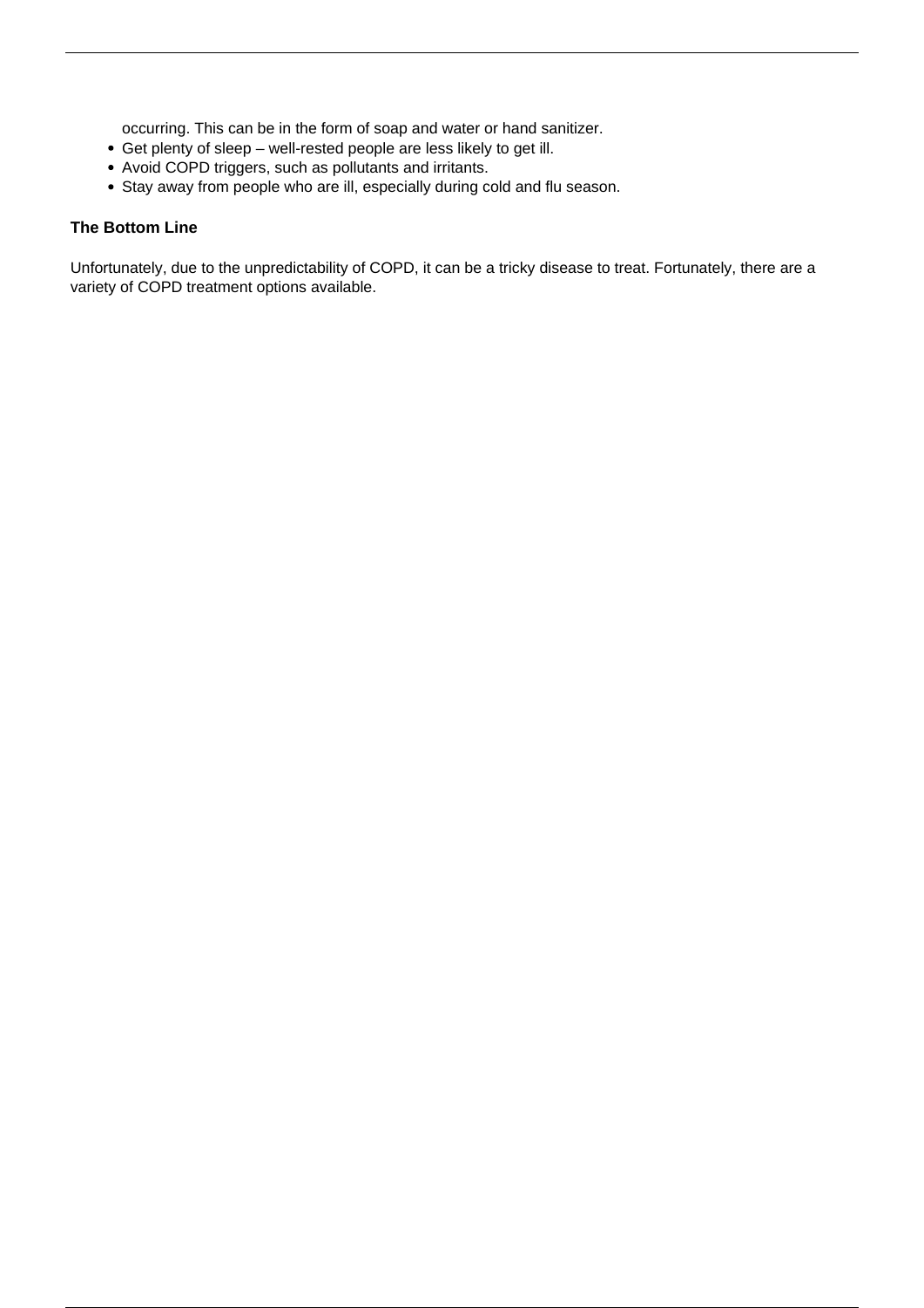occurring. This can be in the form of soap and water or hand sanitizer.
- Get plenty of sleep – well-rested people are less likely to get ill.
- Avoid COPD triggers, such as pollutants and irritants.
- Stay away from people who are ill, especially during cold and flu season.

**The Bottom Line**

Unfortunately, due to the unpredictability of COPD, it can be a tricky disease to treat. Fortunately, there are a variety of COPD treatment options available.